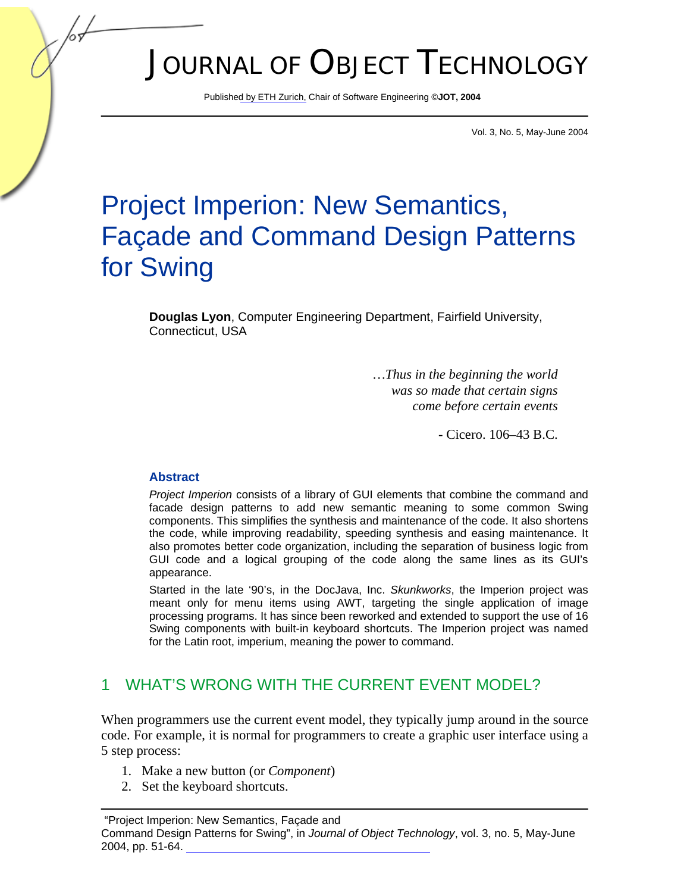# Project Imperion: New Semantics, Façade and Command Design Patterns for Swing

**Douglas Lyon**, Computer Engineering Department, Fairfield University, Connecticut, USA

> *…Thus in the beginning the world was so made that certain signs come before certain events*
>
> \- Cicero. 106–43 B.C.

### Abstract

*Project Imperion* consists of a library of GUI elements that combine the command and facade design patterns to add new semantic meaning to some common Swing components. This simplifies the synthesis and maintenance of the code. It also shortens the code, while improving readability, speeding synthesis and easing maintenance. It also promotes better code organization, including the separation of business logic from GUI code and a logical grouping of the code along the same lines as its GUI's appearance.

Started in the late '90's, in the DocJava, Inc. *Skunkworks*, the Imperion project was meant only for menu items using AWT, targeting the single application of image processing programs. It has since been reworked and extended to support the use of 16 Swing components with built-in keyboard shortcuts. The Imperion project was named for the Latin root, imperium, meaning the power to command.

## 1 WHAT'S WRONG WITH THE CURRENT EVENT MODEL?

When programmers use the current event model, they typically jump around in the source code. For example, it is normal for programmers to create a graphic user interface using a 5 step process:

1. Make a new button (or *Component*)
2. Set the keyboard shortcuts.

"Project Imperion: New Semantics, Façade and Command Design Patterns for Swing", in *Journal of Object Technology*, vol. 3, no. 5, May-June 2004, pp. 51-64.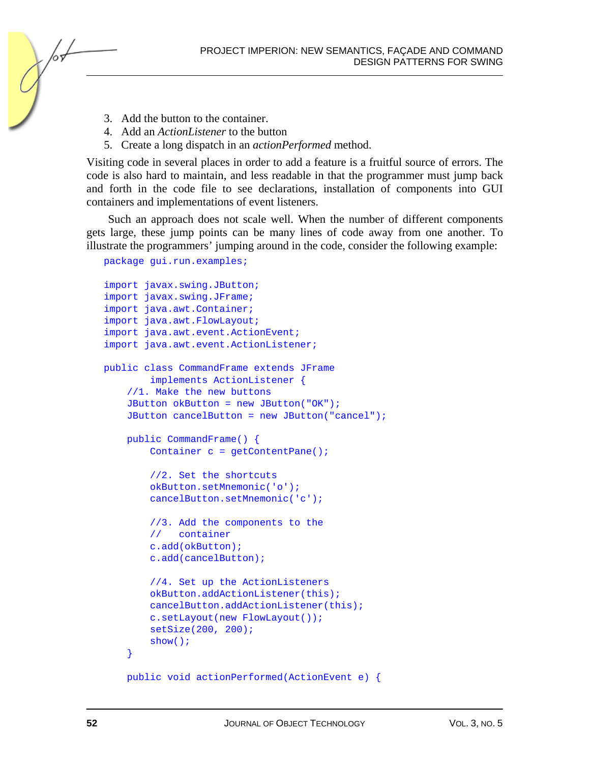3. Add the button to the container.
4. Add an *ActionListener* to the button
5. Create a long dispatch in an *actionPerformed* method.

Visiting code in several places in order to add a feature is a fruitful source of errors. The code is also hard to maintain, and less readable in that the programmer must jump back and forth in the code file to see declarations, installation of components into GUI containers and implementations of event listeners.

Such an approach does not scale well. When the number of different components gets large, these jump points can be many lines of code away from one another. To illustrate the programmers' jumping around in the code, consider the following example:

```
package gui.run.examples;

import javax.swing.JButton;
import javax.swing.JFrame;
import java.awt.Container;
import java.awt.FlowLayout;
import java.awt.event.ActionEvent;
import java.awt.event.ActionListener;

public class CommandFrame extends JFrame
        implements ActionListener {
    //1. Make the new buttons
    JButton okButton = new JButton("OK");
    JButton cancelButton = new JButton("cancel");

    public CommandFrame() {
        Container c = getContentPane();

        //2. Set the shortcuts
        okButton.setMnemonic('o');
        cancelButton.setMnemonic('c');

        //3. Add the components to the
        //   container
        c.add(okButton);
        c.add(cancelButton);

        //4. Set up the ActionListeners
        okButton.addActionListener(this);
        cancelButton.addActionListener(this);
        c.setLayout(new FlowLayout());
        setSize(200, 200);
        show();
    }

    public void actionPerformed(ActionEvent e) {
```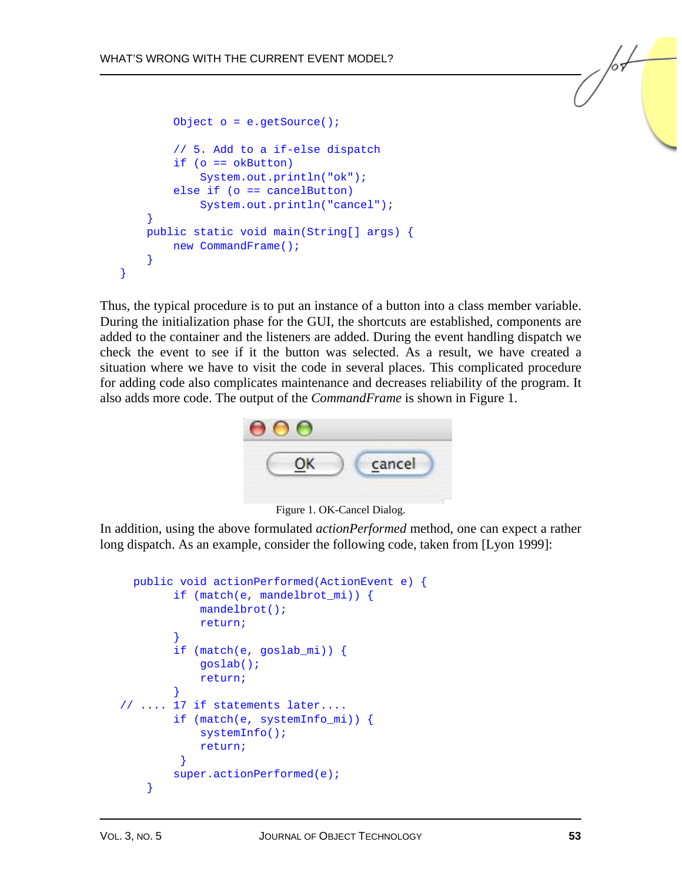```java
        Object o = e.getSource();

        // 5. Add to a if-else dispatch
        if (o == okButton)
            System.out.println("ok");
        else if (o == cancelButton)
            System.out.println("cancel");
    }
    public static void main(String[] args) {
        new CommandFrame();
    }
}
```

Thus, the typical procedure is to put an instance of a button into a class member variable. During the initialization phase for the GUI, the shortcuts are established, components are added to the container and the listeners are added. During the event handling dispatch we check the event to see if it the button was selected. As a result, we have created a situation where we have to visit the code in several places. This complicated procedure for adding code also complicates maintenance and decreases reliability of the program. It also adds more code. The output of the *CommandFrame* is shown in Figure 1.

Figure 1. OK-Cancel Dialog.

In addition, using the above formulated *actionPerformed* method, one can expect a rather long dispatch. As an example, consider the following code, taken from [Lyon 1999]:

```java
    public void actionPerformed(ActionEvent e) {
        if (match(e, mandelbrot_mi)) {
            mandelbrot();
            return;
        }
        if (match(e, goslab_mi)) {
            goslab();
            return;
        }
// .... 17 if statements later....
        if (match(e, systemInfo_mi)) {
            systemInfo();
            return;
         }
        super.actionPerformed(e);
    }
```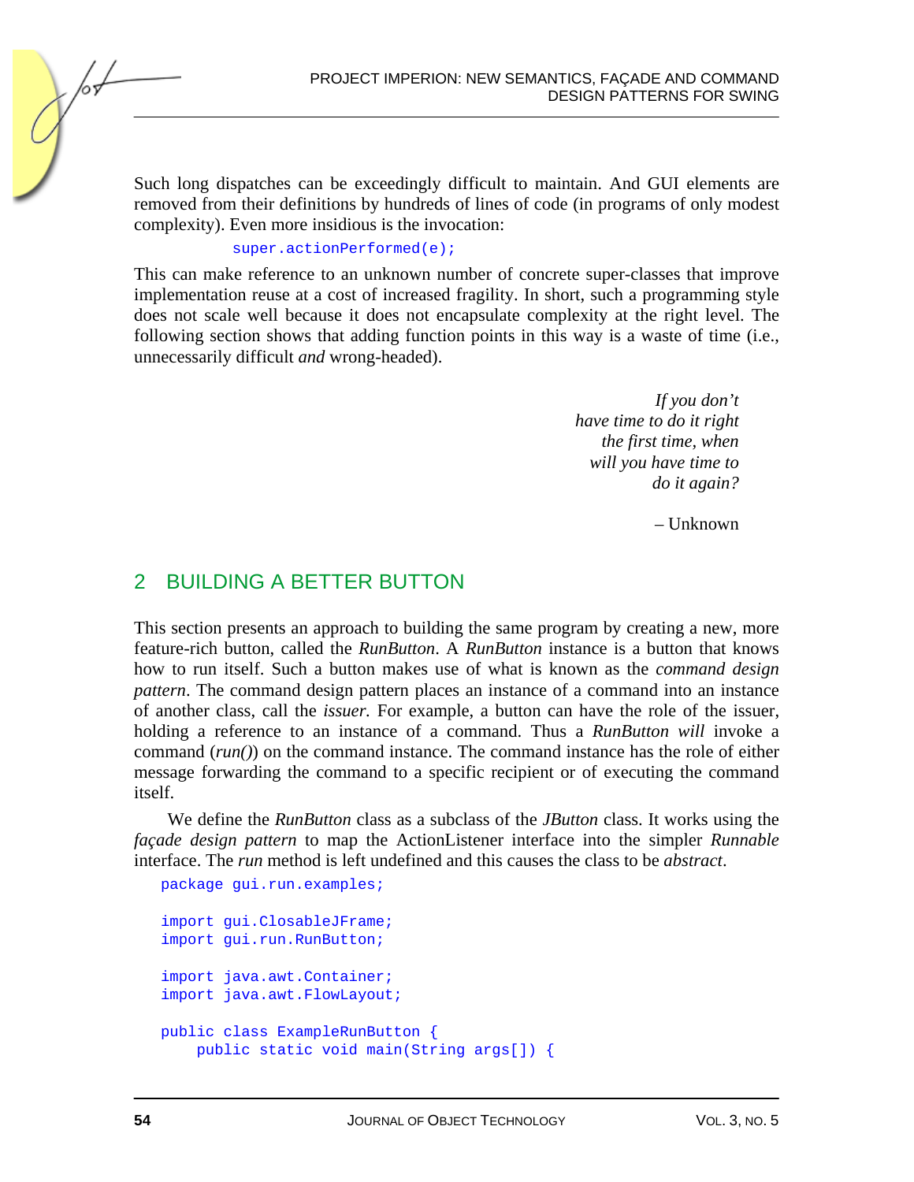Such long dispatches can be exceedingly difficult to maintain. And GUI elements are removed from their definitions by hundreds of lines of code (in programs of only modest complexity). Even more insidious is the invocation:

```
super.actionPerformed(e);
```

This can make reference to an unknown number of concrete super-classes that improve implementation reuse at a cost of increased fragility. In short, such a programming style does not scale well because it does not encapsulate complexity at the right level. The following section shows that adding function points in this way is a waste of time (i.e., unnecessarily difficult *and* wrong-headed).

*If you don't have time to do it right the first time, when will you have time to do it again?*

– Unknown

## 2 BUILDING A BETTER BUTTON

This section presents an approach to building the same program by creating a new, more feature-rich button, called the *RunButton*. A *RunButton* instance is a button that knows how to run itself. Such a button makes use of what is known as the *command design pattern*. The command design pattern places an instance of a command into an instance of another class, call the *issuer.* For example, a button can have the role of the issuer, holding a reference to an instance of a command. Thus a *RunButton will* invoke a command (*run()*) on the command instance. The command instance has the role of either message forwarding the command to a specific recipient or of executing the command itself.

We define the *RunButton* class as a subclass of the *JButton* class. It works using the *façade design pattern* to map the ActionListener interface into the simpler *Runnable* interface. The *run* method is left undefined and this causes the class to be *abstract*.

```
package gui.run.examples;

import gui.ClosableJFrame;
import gui.run.RunButton;

import java.awt.Container;
import java.awt.FlowLayout;

public class ExampleRunButton {
    public static void main(String args[]) {
```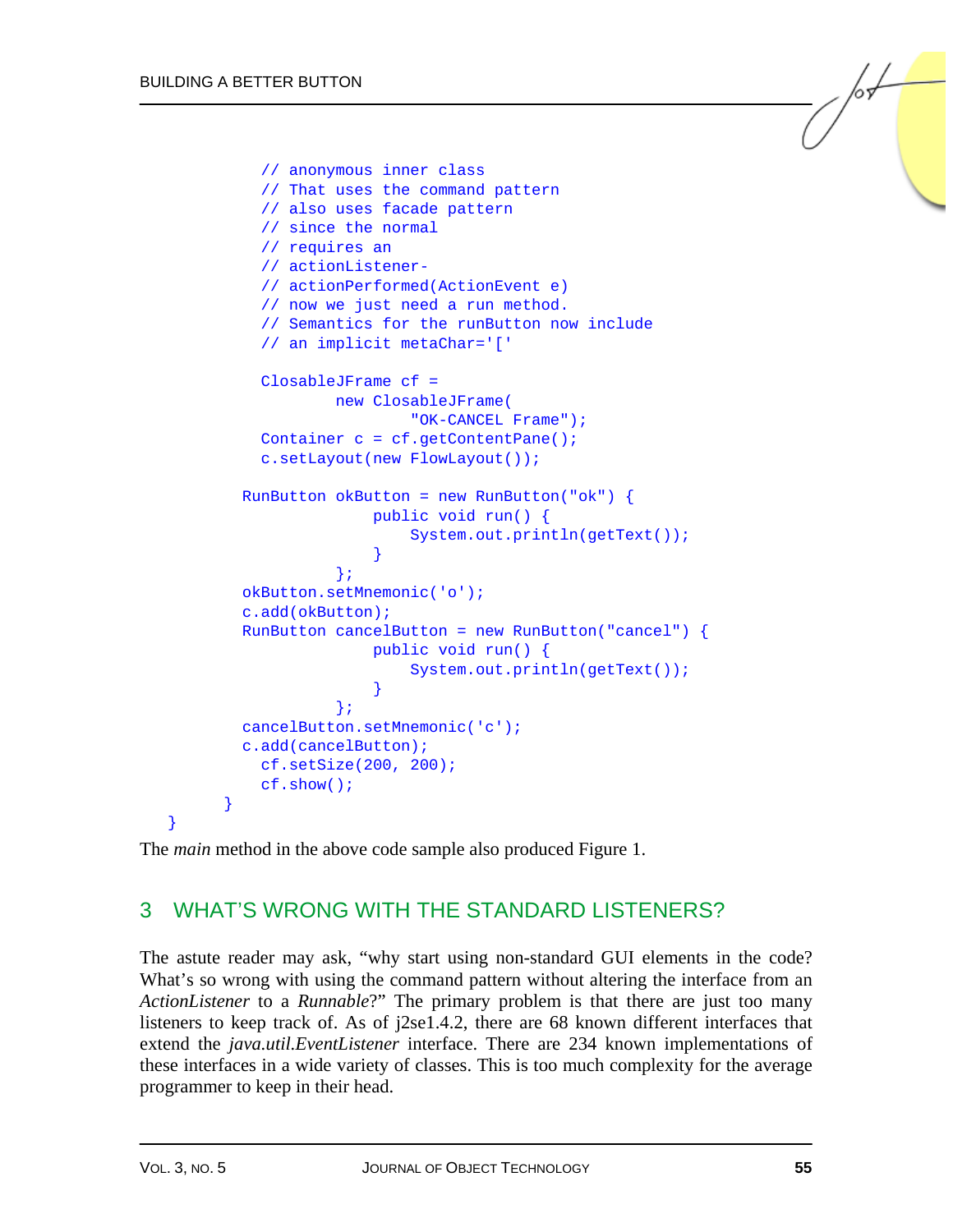```java
            // anonymous inner class
            // That uses the command pattern
            // also uses facade pattern
            // since the normal
            // requires an
            // actionListener-
            // actionPerformed(ActionEvent e)
            // now we just need a run method.
            // Semantics for the runButton now include
            // an implicit metaChar='['

            ClosableJFrame cf =
                    new ClosableJFrame(
                            "OK-CANCEL Frame");
            Container c = cf.getContentPane();
            c.setLayout(new FlowLayout());

          RunButton okButton = new RunButton("ok") {
                        public void run() {
                            System.out.println(getText());
                        }
                    };
          okButton.setMnemonic('o');
          c.add(okButton);
          RunButton cancelButton = new RunButton("cancel") {
                        public void run() {
                            System.out.println(getText());
                        }
                    };
          cancelButton.setMnemonic('c');
          c.add(cancelButton);
            cf.setSize(200, 200);
            cf.show();
        }
  }
```

The *main* method in the above code sample also produced Figure 1.

## 3 WHAT'S WRONG WITH THE STANDARD LISTENERS?

The astute reader may ask, "why start using non-standard GUI elements in the code? What's so wrong with using the command pattern without altering the interface from an *ActionListener* to a *Runnable*?" The primary problem is that there are just too many listeners to keep track of. As of j2se1.4.2, there are 68 known different interfaces that extend the *java.util.EventListener* interface. There are 234 known implementations of these interfaces in a wide variety of classes. This is too much complexity for the average programmer to keep in their head.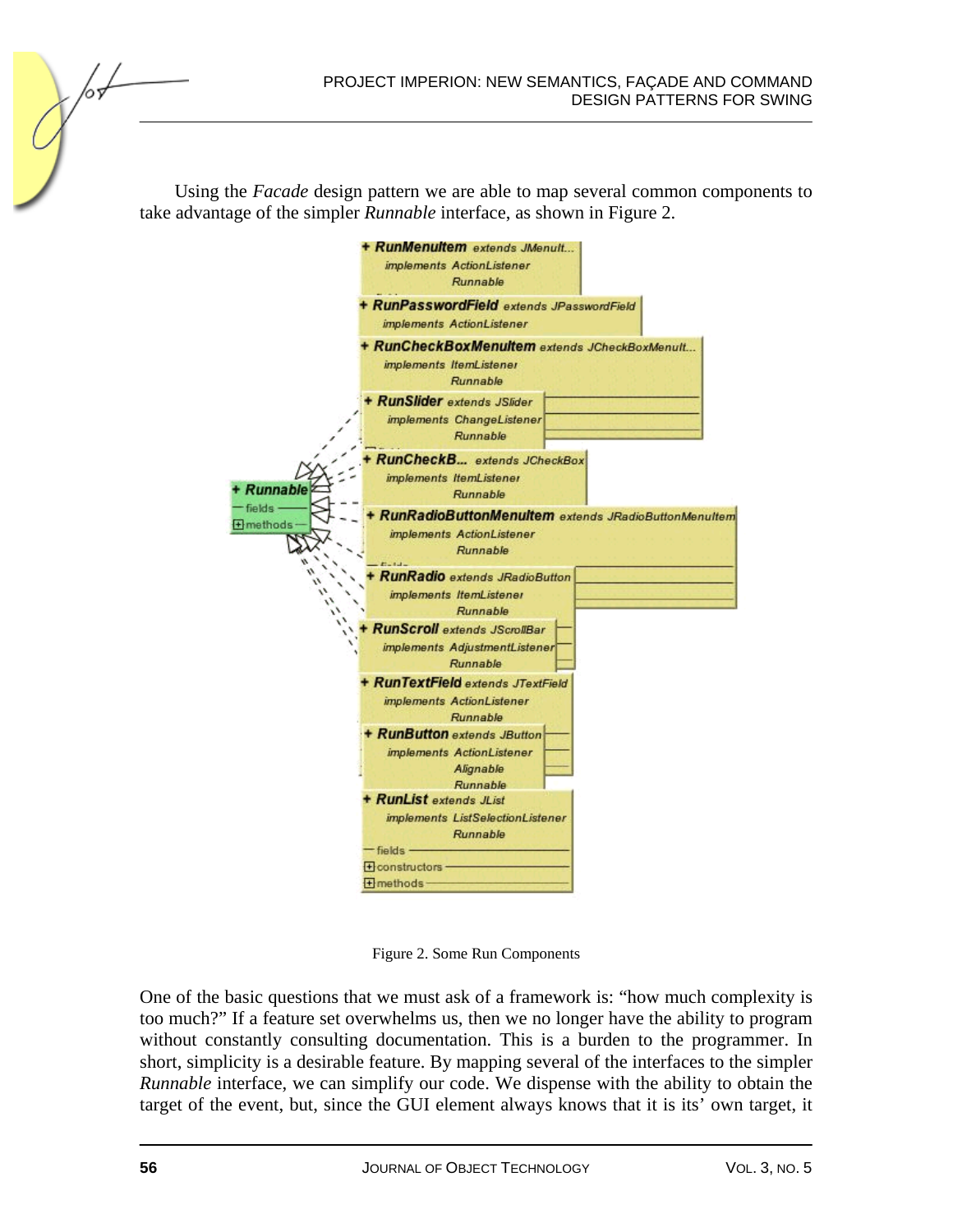Using the *Facade* design pattern we are able to map several common components to take advantage of the simpler *Runnable* interface, as shown in Figure 2.

Figure 2. Some Run Components

One of the basic questions that we must ask of a framework is: “how much complexity is too much?” If a feature set overwhelms us, then we no longer have the ability to program without constantly consulting documentation. This is a burden to the programmer. In short, simplicity is a desirable feature. By mapping several of the interfaces to the simpler *Runnable* interface, we can simplify our code. We dispense with the ability to obtain the target of the event, but, since the GUI element always knows that it is its’ own target, it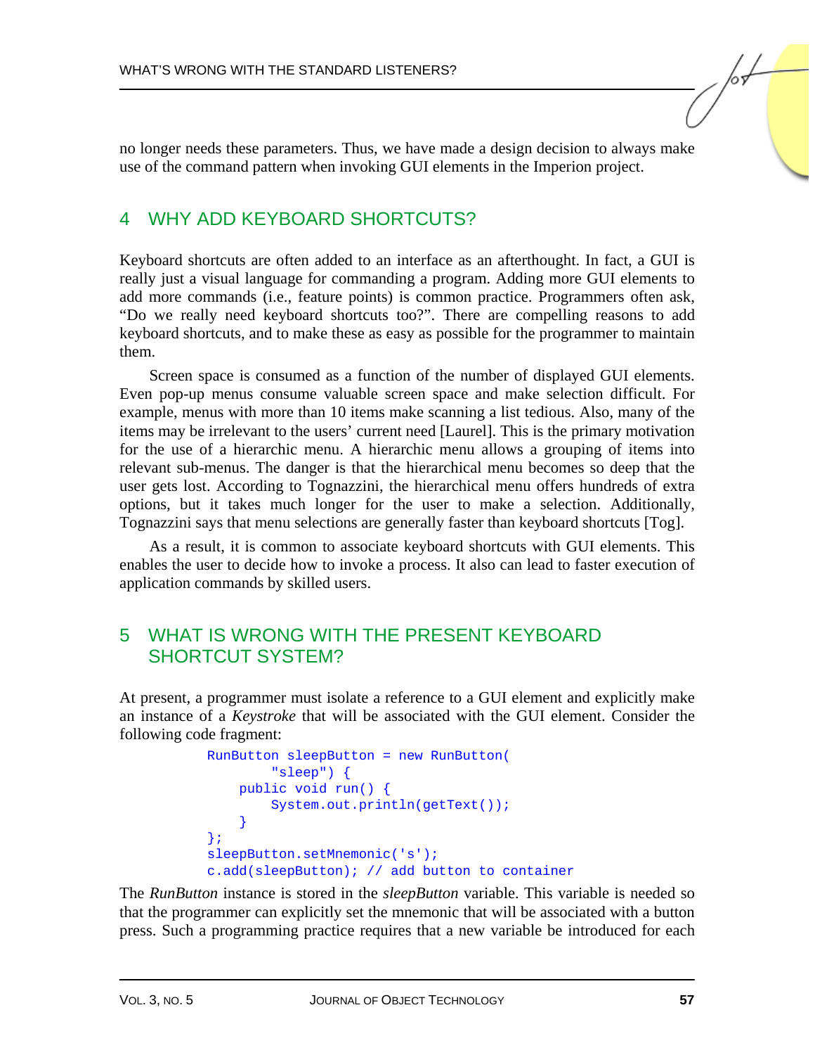no longer needs these parameters. Thus, we have made a design decision to always make use of the command pattern when invoking GUI elements in the Imperion project.

## 4 WHY ADD KEYBOARD SHORTCUTS?

Keyboard shortcuts are often added to an interface as an afterthought. In fact, a GUI is really just a visual language for commanding a program. Adding more GUI elements to add more commands (i.e., feature points) is common practice. Programmers often ask, "Do we really need keyboard shortcuts too?". There are compelling reasons to add keyboard shortcuts, and to make these as easy as possible for the programmer to maintain them.

Screen space is consumed as a function of the number of displayed GUI elements. Even pop-up menus consume valuable screen space and make selection difficult. For example, menus with more than 10 items make scanning a list tedious. Also, many of the items may be irrelevant to the users' current need [Laurel]. This is the primary motivation for the use of a hierarchic menu. A hierarchic menu allows a grouping of items into relevant sub-menus. The danger is that the hierarchical menu becomes so deep that the user gets lost. According to Tognazzini, the hierarchical menu offers hundreds of extra options, but it takes much longer for the user to make a selection. Additionally, Tognazzini says that menu selections are generally faster than keyboard shortcuts [Tog].

As a result, it is common to associate keyboard shortcuts with GUI elements. This enables the user to decide how to invoke a process. It also can lead to faster execution of application commands by skilled users.

## 5 WHAT IS WRONG WITH THE PRESENT KEYBOARD SHORTCUT SYSTEM?

At present, a programmer must isolate a reference to a GUI element and explicitly make an instance of a *Keystroke* that will be associated with the GUI element. Consider the following code fragment:

```
RunButton sleepButton = new RunButton(
        "sleep") {
    public void run() {
        System.out.println(getText());
    }
};
sleepButton.setMnemonic('s');
c.add(sleepButton); // add button to container
```

The *RunButton* instance is stored in the *sleepButton* variable. This variable is needed so that the programmer can explicitly set the mnemonic that will be associated with a button press. Such a programming practice requires that a new variable be introduced for each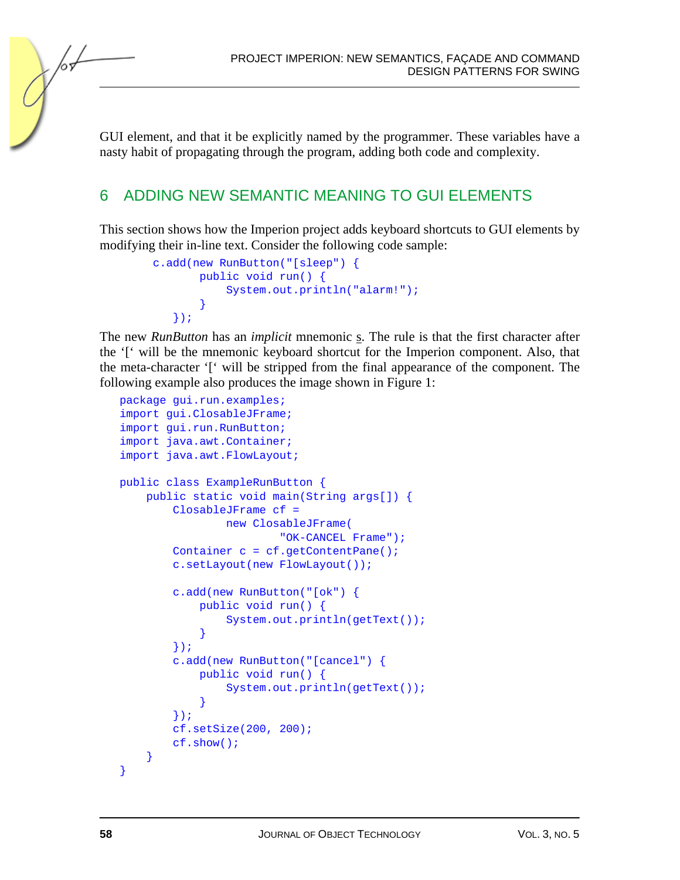GUI element, and that it be explicitly named by the programmer. These variables have a nasty habit of propagating through the program, adding both code and complexity.

## 6 ADDING NEW SEMANTIC MEANING TO GUI ELEMENTS

This section shows how the Imperion project adds keyboard shortcuts to GUI elements by modifying their in-line text. Consider the following code sample:

```
c.add(new RunButton("[sleep") {
        public void run() {
            System.out.println("alarm!");
        }
    });
```

The new *RunButton* has an *implicit* mnemonic s. The rule is that the first character after the '[' will be the mnemonic keyboard shortcut for the Imperion component. Also, that the meta-character '[' will be stripped from the final appearance of the component. The following example also produces the image shown in Figure 1:

```
package gui.run.examples;
import gui.ClosableJFrame;
import gui.run.RunButton;
import java.awt.Container;
import java.awt.FlowLayout;

public class ExampleRunButton {
    public static void main(String args[]) {
        ClosableJFrame cf =
                new ClosableJFrame(
                        "OK-CANCEL Frame");
        Container c = cf.getContentPane();
        c.setLayout(new FlowLayout());

        c.add(new RunButton("[ok") {
            public void run() {
                System.out.println(getText());
            }
        });
        c.add(new RunButton("[cancel") {
            public void run() {
                System.out.println(getText());
            }
        });
        cf.setSize(200, 200);
        cf.show();
    }
}
```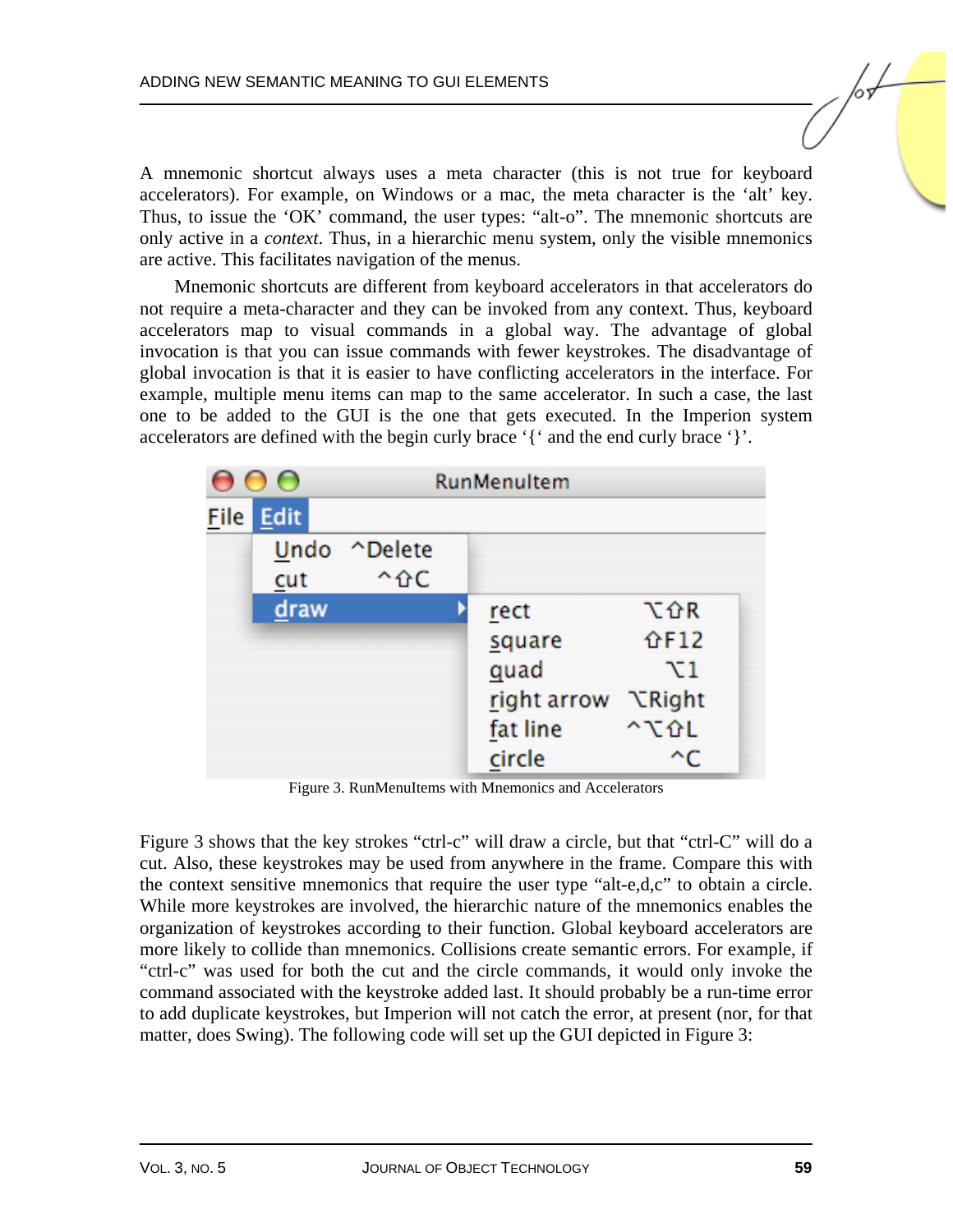A mnemonic shortcut always uses a meta character (this is not true for keyboard accelerators). For example, on Windows or a mac, the meta character is the 'alt' key. Thus, to issue the 'OK' command, the user types: "alt-o". The mnemonic shortcuts are only active in a *context*. Thus, in a hierarchic menu system, only the visible mnemonics are active. This facilitates navigation of the menus.

Mnemonic shortcuts are different from keyboard accelerators in that accelerators do not require a meta-character and they can be invoked from any context. Thus, keyboard accelerators map to visual commands in a global way. The advantage of global invocation is that you can issue commands with fewer keystrokes. The disadvantage of global invocation is that it is easier to have conflicting accelerators in the interface. For example, multiple menu items can map to the same accelerator. In such a case, the last one to be added to the GUI is the one that gets executed. In the Imperion system accelerators are defined with the begin curly brace '{' and the end curly brace '}'.

Figure 3. RunMenuItems with Mnemonics and Accelerators

Figure 3 shows that the key strokes "ctrl-c" will draw a circle, but that "ctrl-C" will do a cut. Also, these keystrokes may be used from anywhere in the frame. Compare this with the context sensitive mnemonics that require the user type "alt-e,d,c" to obtain a circle. While more keystrokes are involved, the hierarchic nature of the mnemonics enables the organization of keystrokes according to their function. Global keyboard accelerators are more likely to collide than mnemonics. Collisions create semantic errors. For example, if "ctrl-c" was used for both the cut and the circle commands, it would only invoke the command associated with the keystroke added last. It should probably be a run-time error to add duplicate keystrokes, but Imperion will not catch the error, at present (nor, for that matter, does Swing). The following code will set up the GUI depicted in Figure 3: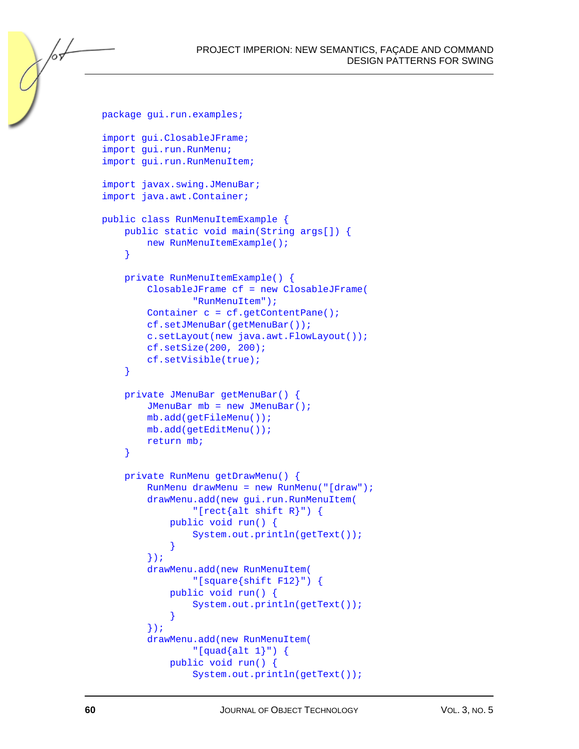```
package gui.run.examples;

import gui.ClosableJFrame;
import gui.run.RunMenu;
import gui.run.RunMenuItem;

import javax.swing.JMenuBar;
import java.awt.Container;

public class RunMenuItemExample {
    public static void main(String args[]) {
        new RunMenuItemExample();
    }

    private RunMenuItemExample() {
        ClosableJFrame cf = new ClosableJFrame(
                "RunMenuItem");
        Container c = cf.getContentPane();
        cf.setJMenuBar(getMenuBar());
        c.setLayout(new java.awt.FlowLayout());
        cf.setSize(200, 200);
        cf.setVisible(true);
    }

    private JMenuBar getMenuBar() {
        JMenuBar mb = new JMenuBar();
        mb.add(getFileMenu());
        mb.add(getEditMenu());
        return mb;
    }

    private RunMenu getDrawMenu() {
        RunMenu drawMenu = new RunMenu("[draw");
        drawMenu.add(new gui.run.RunMenuItem(
                "[rect{alt shift R}") {
            public void run() {
                System.out.println(getText());
            }
        });
        drawMenu.add(new RunMenuItem(
                "[square{shift F12}") {
            public void run() {
                System.out.println(getText());
            }
        });
        drawMenu.add(new RunMenuItem(
                "[quad{alt 1}") {
            public void run() {
                System.out.println(getText());
```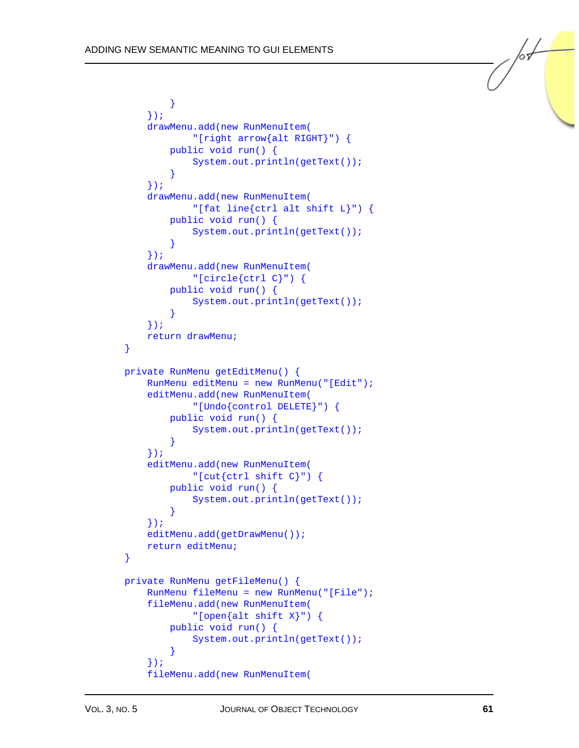```
            }
        });
        drawMenu.add(new RunMenuItem(
                "[right arrow{alt RIGHT}") {
            public void run() {
                System.out.println(getText());
            }
        });
        drawMenu.add(new RunMenuItem(
                "[fat line{ctrl alt shift L}") {
            public void run() {
                System.out.println(getText());
            }
        });
        drawMenu.add(new RunMenuItem(
                "[circle{ctrl C}") {
            public void run() {
                System.out.println(getText());
            }
        });
        return drawMenu;
    }

    private RunMenu getEditMenu() {
        RunMenu editMenu = new RunMenu("[Edit");
        editMenu.add(new RunMenuItem(
                "[Undo{control DELETE}") {
            public void run() {
                System.out.println(getText());
            }
        });
        editMenu.add(new RunMenuItem(
                "[cut{ctrl shift C}") {
            public void run() {
                System.out.println(getText());
            }
        });
        editMenu.add(getDrawMenu());
        return editMenu;
    }

    private RunMenu getFileMenu() {
        RunMenu fileMenu = new RunMenu("[File");
        fileMenu.add(new RunMenuItem(
                "[open{alt shift X}") {
            public void run() {
                System.out.println(getText());
            }
        });
        fileMenu.add(new RunMenuItem(
```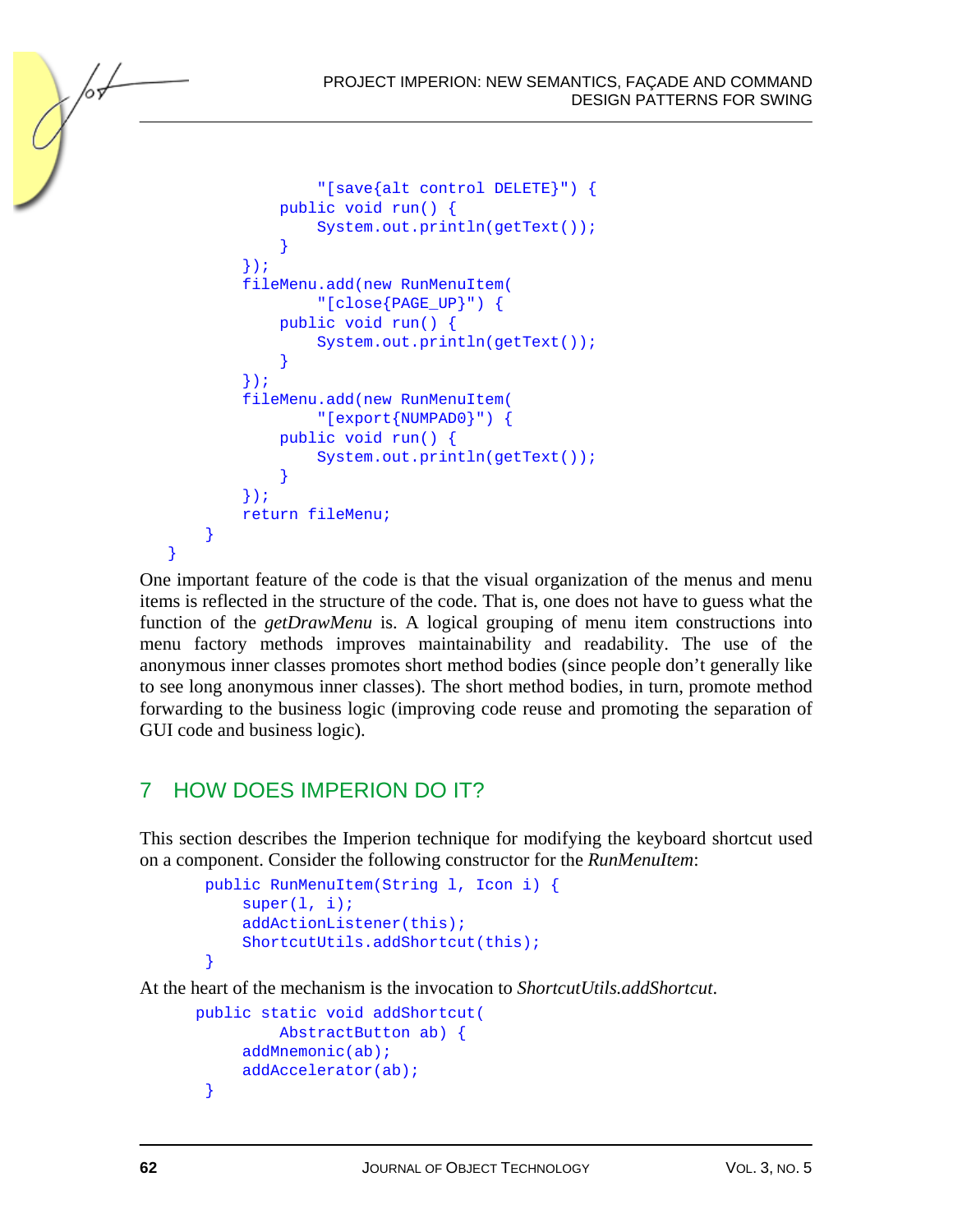```
                "[save{alt control DELETE}") {
            public void run() {
                System.out.println(getText());
            }
        });
        fileMenu.add(new RunMenuItem(
                "[close{PAGE_UP}") {
            public void run() {
                System.out.println(getText());
            }
        });
        fileMenu.add(new RunMenuItem(
                "[export{NUMPAD0}") {
            public void run() {
                System.out.println(getText());
            }
        });
        return fileMenu;
    }
}
```

One important feature of the code is that the visual organization of the menus and menu items is reflected in the structure of the code. That is, one does not have to guess what the function of the *getDrawMenu* is. A logical grouping of menu item constructions into menu factory methods improves maintainability and readability. The use of the anonymous inner classes promotes short method bodies (since people don't generally like to see long anonymous inner classes). The short method bodies, in turn, promote method forwarding to the business logic (improving code reuse and promoting the separation of GUI code and business logic).

## 7 HOW DOES IMPERION DO IT?

This section describes the Imperion technique for modifying the keyboard shortcut used on a component. Consider the following constructor for the *RunMenuItem*:

```
public RunMenuItem(String l, Icon i) {
    super(l, i);
    addActionListener(this);
    ShortcutUtils.addShortcut(this);
}
```

At the heart of the mechanism is the invocation to *ShortcutUtils.addShortcut*.

```
public static void addShortcut(
        AbstractButton ab) {
    addMnemonic(ab);
    addAccelerator(ab);
}
```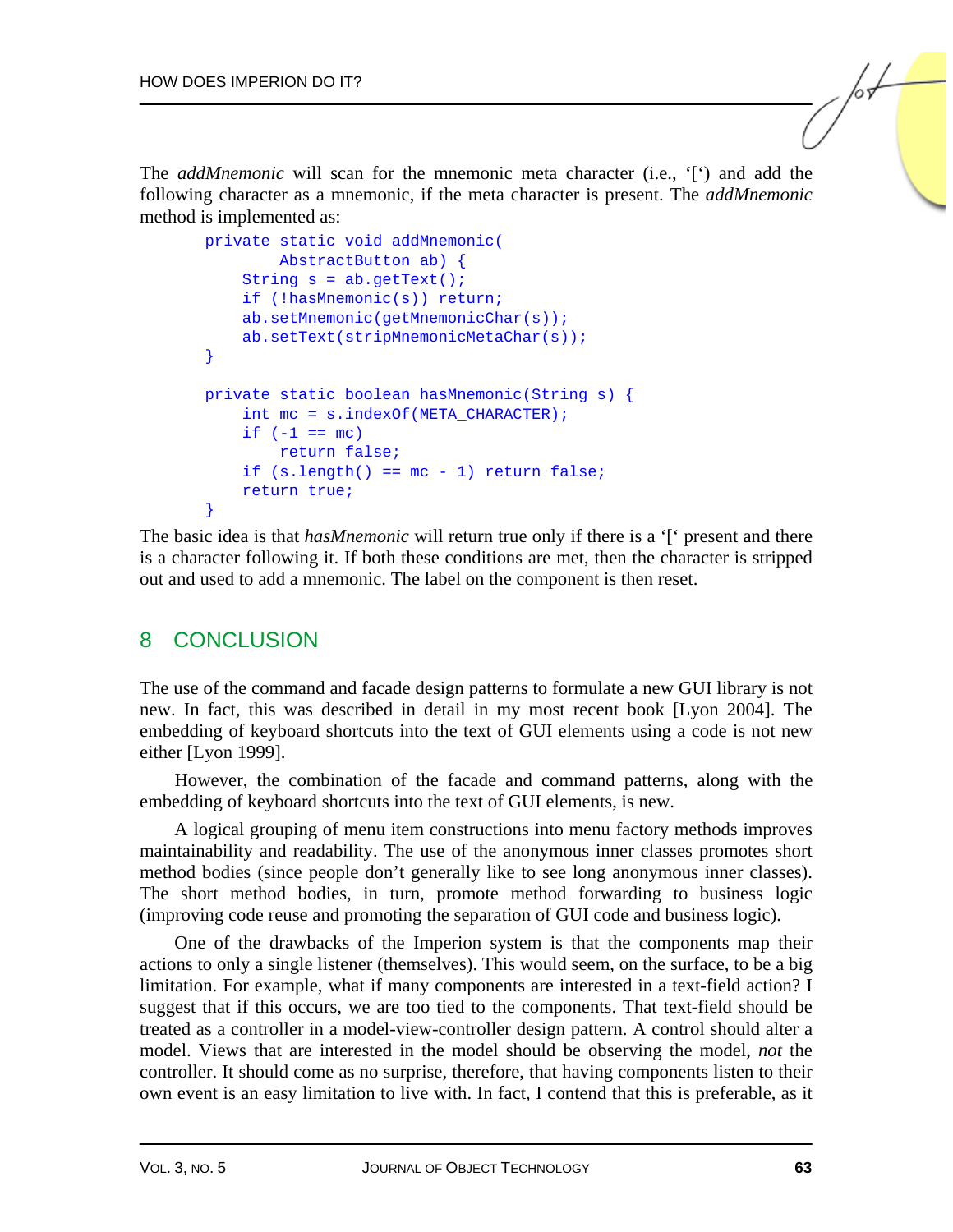The *addMnemonic* will scan for the mnemonic meta character (i.e., '[') and add the following character as a mnemonic, if the meta character is present. The *addMnemonic* method is implemented as:

```
private static void addMnemonic(
        AbstractButton ab) {
    String s = ab.getText();
    if (!hasMnemonic(s)) return;
    ab.setMnemonic(getMnemonicChar(s));
    ab.setText(stripMnemonicMetaChar(s));
}

private static boolean hasMnemonic(String s) {
    int mc = s.indexOf(META_CHARACTER);
    if (-1 == mc)
        return false;
    if (s.length() == mc - 1) return false;
    return true;
}
```

The basic idea is that *hasMnemonic* will return true only if there is a '[' present and there is a character following it. If both these conditions are met, then the character is stripped out and used to add a mnemonic. The label on the component is then reset.

## 8 CONCLUSION

The use of the command and facade design patterns to formulate a new GUI library is not new. In fact, this was described in detail in my most recent book [Lyon 2004]. The embedding of keyboard shortcuts into the text of GUI elements using a code is not new either [Lyon 1999].

However, the combination of the facade and command patterns, along with the embedding of keyboard shortcuts into the text of GUI elements, is new.

A logical grouping of menu item constructions into menu factory methods improves maintainability and readability. The use of the anonymous inner classes promotes short method bodies (since people don't generally like to see long anonymous inner classes). The short method bodies, in turn, promote method forwarding to business logic (improving code reuse and promoting the separation of GUI code and business logic).

One of the drawbacks of the Imperion system is that the components map their actions to only a single listener (themselves). This would seem, on the surface, to be a big limitation. For example, what if many components are interested in a text-field action? I suggest that if this occurs, we are too tied to the components. That text-field should be treated as a controller in a model-view-controller design pattern. A control should alter a model. Views that are interested in the model should be observing the model, *not* the controller. It should come as no surprise, therefore, that having components listen to their own event is an easy limitation to live with. In fact, I contend that this is preferable, as it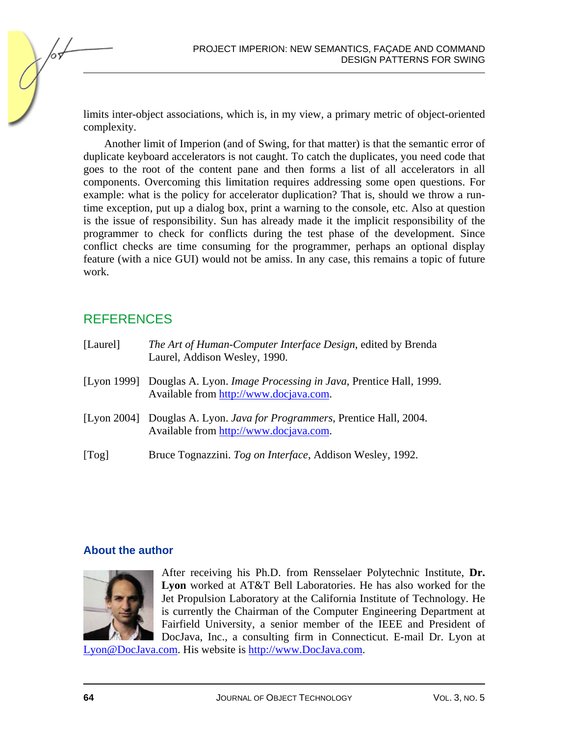limits inter-object associations, which is, in my view, a primary metric of object-oriented complexity.

Another limit of Imperion (and of Swing, for that matter) is that the semantic error of duplicate keyboard accelerators is not caught. To catch the duplicates, you need code that goes to the root of the content pane and then forms a list of all accelerators in all components. Overcoming this limitation requires addressing some open questions. For example: what is the policy for accelerator duplication? That is, should we throw a run-time exception, put up a dialog box, print a warning to the console, etc. Also at question is the issue of responsibility. Sun has already made it the implicit responsibility of the programmer to check for conflicts during the test phase of the development. Since conflict checks are time consuming for the programmer, perhaps an optional display feature (with a nice GUI) would not be amiss. In any case, this remains a topic of future work.

## REFERENCES

[Laurel] *The Art of Human-Computer Interface Design*, edited by Brenda Laurel, Addison Wesley, 1990.

[Lyon 1999] Douglas A. Lyon. *Image Processing in Java*, Prentice Hall, 1999. Available from http://www.docjava.com.

[Lyon 2004] Douglas A. Lyon. *Java for Programmers*, Prentice Hall, 2004. Available from http://www.docjava.com.

[Tog] Bruce Tognazzini. *Tog on Interface*, Addison Wesley, 1992.

### About the author

After receiving his Ph.D. from Rensselaer Polytechnic Institute, **Dr. Lyon** worked at AT&T Bell Laboratories. He has also worked for the Jet Propulsion Laboratory at the California Institute of Technology. He is currently the Chairman of the Computer Engineering Department at Fairfield University, a senior member of the IEEE and President of DocJava, Inc., a consulting firm in Connecticut. E-mail Dr. Lyon at Lyon@DocJava.com. His website is http://www.DocJava.com.